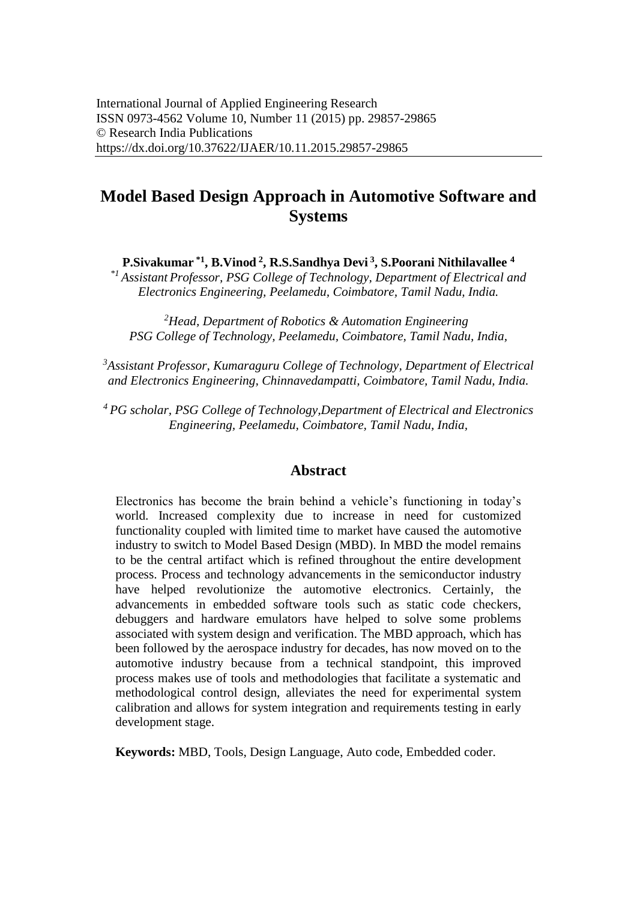International Journal of Applied Engineering Research
ISSN 0973-4562 Volume 10, Number 11 (2015) pp. 29857-29865
© Research India Publications
https://dx.doi.org/10.37622/IJAER/10.11.2015.29857-29865

# Model Based Design Approach in Automotive Software and Systems

**P.Sivakumar [*1], B.Vinod [2], R.S.Sandhya Devi [3], S.Poorani Nithilavallee [4]**

*[*1] Assistant Professor, PSG College of Technology, Department of Electrical and Electronics Engineering, Peelamedu, Coimbatore, Tamil Nadu, India.*

*[2] Head, Department of Robotics & Automation Engineering PSG College of Technology, Peelamedu, Coimbatore, Tamil Nadu, India,*

*[3] Assistant Professor, Kumaraguru College of Technology, Department of Electrical and Electronics Engineering, Chinnavedampatti, Coimbatore, Tamil Nadu, India.*

*[4] PG scholar, PSG College of Technology, Department of Electrical and Electronics Engineering, Peelamedu, Coimbatore, Tamil Nadu, India,*

## Abstract

Electronics has become the brain behind a vehicle's functioning in today's world. Increased complexity due to increase in need for customized functionality coupled with limited time to market have caused the automotive industry to switch to Model Based Design (MBD). In MBD the model remains to be the central artifact which is refined throughout the entire development process. Process and technology advancements in the semiconductor industry have helped revolutionize the automotive electronics. Certainly, the advancements in embedded software tools such as static code checkers, debuggers and hardware emulators have helped to solve some problems associated with system design and verification. The MBD approach, which has been followed by the aerospace industry for decades, has now moved on to the automotive industry because from a technical standpoint, this improved process makes use of tools and methodologies that facilitate a systematic and methodological control design, alleviates the need for experimental system calibration and allows for system integration and requirements testing in early development stage.

**Keywords:** MBD, Tools, Design Language, Auto code, Embedded coder.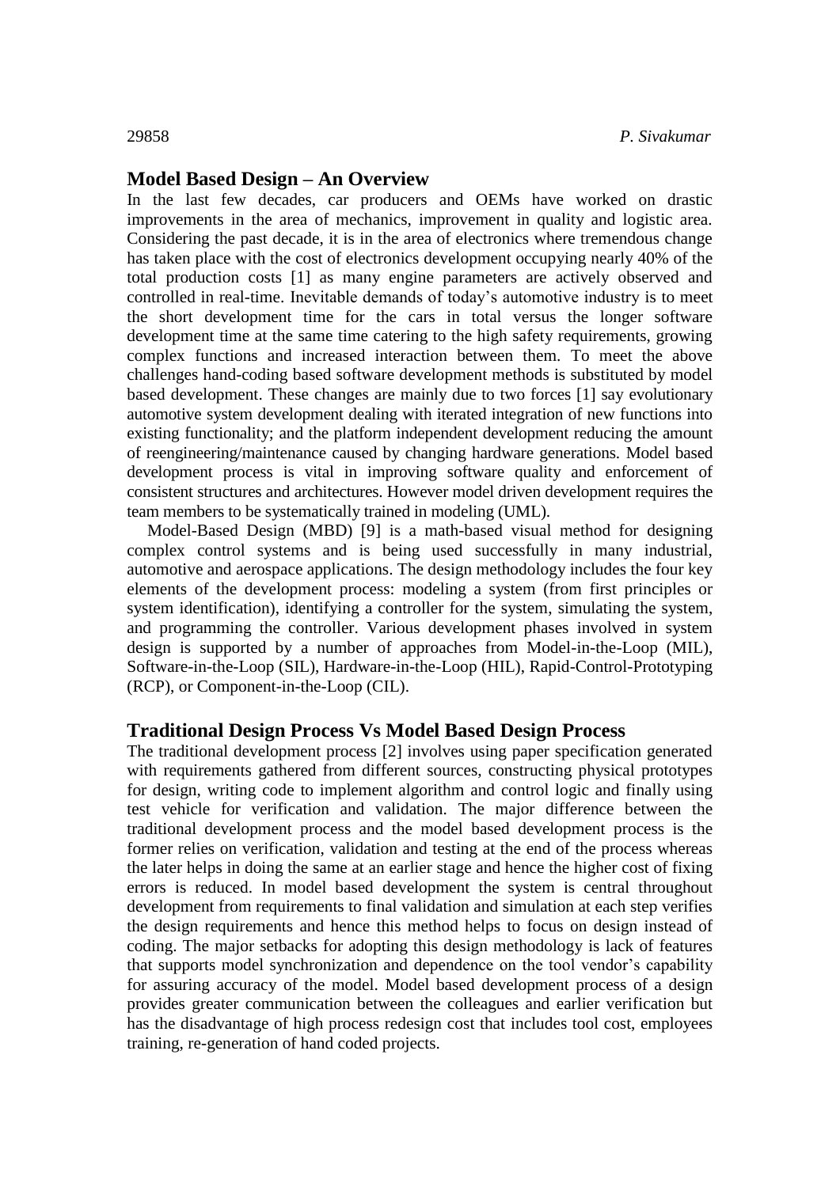## Model Based Design – An Overview

In the last few decades, car producers and OEMs have worked on drastic improvements in the area of mechanics, improvement in quality and logistic area. Considering the past decade, it is in the area of electronics where tremendous change has taken place with the cost of electronics development occupying nearly 40% of the total production costs [1] as many engine parameters are actively observed and controlled in real-time. Inevitable demands of today's automotive industry is to meet the short development time for the cars in total versus the longer software development time at the same time catering to the high safety requirements, growing complex functions and increased interaction between them. To meet the above challenges hand-coding based software development methods is substituted by model based development. These changes are mainly due to two forces [1] say evolutionary automotive system development dealing with iterated integration of new functions into existing functionality; and the platform independent development reducing the amount of reengineering/maintenance caused by changing hardware generations. Model based development process is vital in improving software quality and enforcement of consistent structures and architectures. However model driven development requires the team members to be systematically trained in modeling (UML).

Model-Based Design (MBD) [9] is a math-based visual method for designing complex control systems and is being used successfully in many industrial, automotive and aerospace applications. The design methodology includes the four key elements of the development process: modeling a system (from first principles or system identification), identifying a controller for the system, simulating the system, and programming the controller. Various development phases involved in system design is supported by a number of approaches from Model-in-the-Loop (MIL), Software-in-the-Loop (SIL), Hardware-in-the-Loop (HIL), Rapid-Control-Prototyping (RCP), or Component-in-the-Loop (CIL).

## Traditional Design Process Vs Model Based Design Process

The traditional development process [2] involves using paper specification generated with requirements gathered from different sources, constructing physical prototypes for design, writing code to implement algorithm and control logic and finally using test vehicle for verification and validation. The major difference between the traditional development process and the model based development process is the former relies on verification, validation and testing at the end of the process whereas the later helps in doing the same at an earlier stage and hence the higher cost of fixing errors is reduced. In model based development the system is central throughout development from requirements to final validation and simulation at each step verifies the design requirements and hence this method helps to focus on design instead of coding. The major setbacks for adopting this design methodology is lack of features that supports model synchronization and dependence on the tool vendor's capability for assuring accuracy of the model. Model based development process of a design provides greater communication between the colleagues and earlier verification but has the disadvantage of high process redesign cost that includes tool cost, employees training, re-generation of hand coded projects.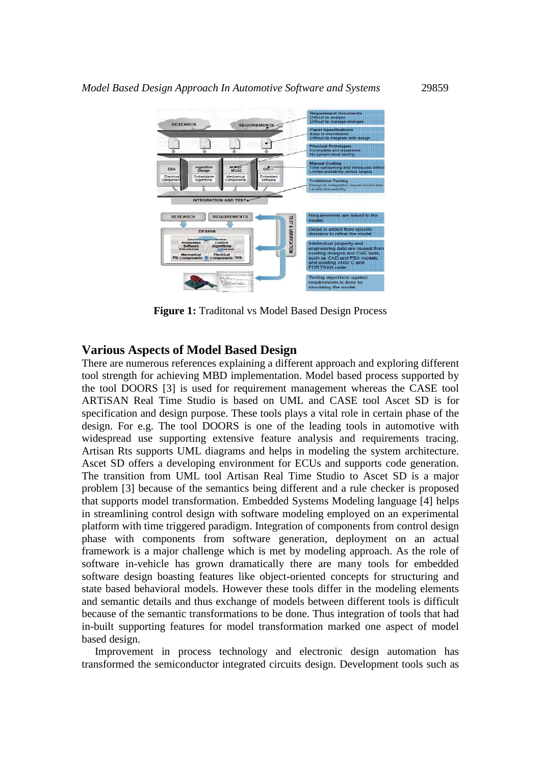**Figure 1:** Traditonal vs Model Based Design Process

## Various Aspects of Model Based Design

There are numerous references explaining a different approach and exploring different tool strength for achieving MBD implementation. Model based process supported by the tool DOORS [3] is used for requirement management whereas the CASE tool ARTiSAN Real Time Studio is based on UML and CASE tool Ascet SD is for specification and design purpose. These tools plays a vital role in certain phase of the design. For e.g. The tool DOORS is one of the leading tools in automotive with widespread use supporting extensive feature analysis and requirements tracing. Artisan Rts supports UML diagrams and helps in modeling the system architecture. Ascet SD offers a developing environment for ECUs and supports code generation. The transition from UML tool Artisan Real Time Studio to Ascet SD is a major problem [3] because of the semantics being different and a rule checker is proposed that supports model transformation. Embedded Systems Modeling language [4] helps in streamlining control design with software modeling employed on an experimental platform with time triggered paradigm. Integration of components from control design phase with components from software generation, deployment on an actual framework is a major challenge which is met by modeling approach. As the role of software in-vehicle has grown dramatically there are many tools for embedded software design boasting features like object-oriented concepts for structuring and state based behavioral models. However these tools differ in the modeling elements and semantic details and thus exchange of models between different tools is difficult because of the semantic transformations to be done. Thus integration of tools that had in-built supporting features for model transformation marked one aspect of model based design.

Improvement in process technology and electronic design automation has transformed the semiconductor integrated circuits design. Development tools such as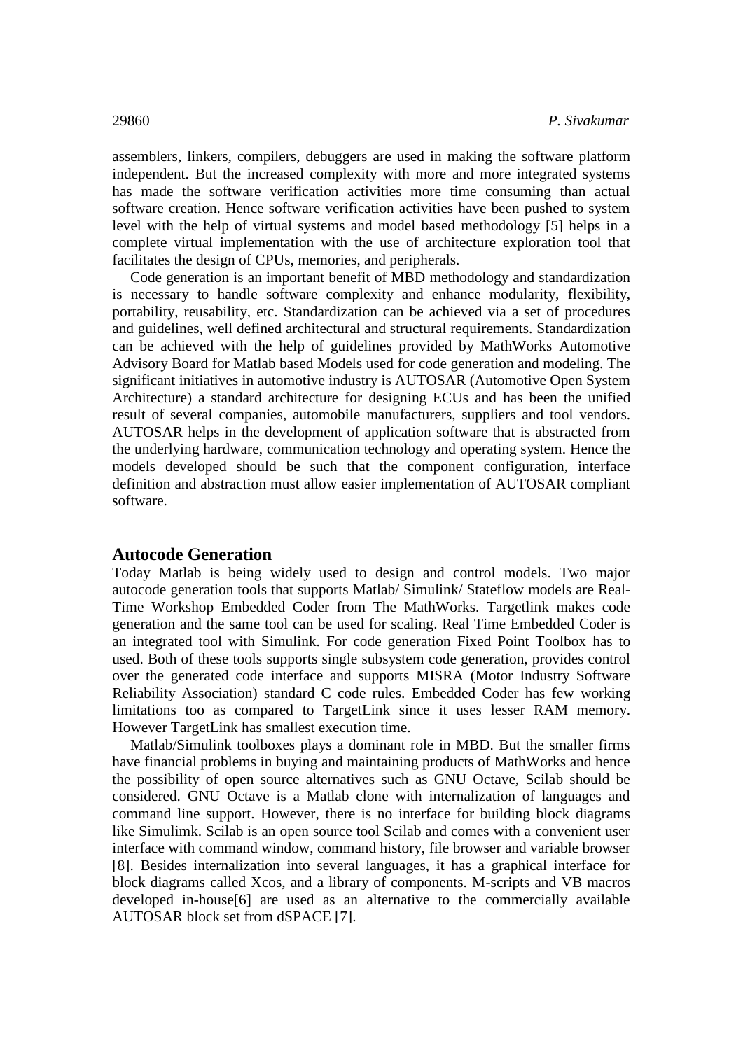assemblers, linkers, compilers, debuggers are used in making the software platform independent. But the increased complexity with more and more integrated systems has made the software verification activities more time consuming than actual software creation. Hence software verification activities have been pushed to system level with the help of virtual systems and model based methodology [5] helps in a complete virtual implementation with the use of architecture exploration tool that facilitates the design of CPUs, memories, and peripherals.

Code generation is an important benefit of MBD methodology and standardization is necessary to handle software complexity and enhance modularity, flexibility, portability, reusability, etc. Standardization can be achieved via a set of procedures and guidelines, well defined architectural and structural requirements. Standardization can be achieved with the help of guidelines provided by MathWorks Automotive Advisory Board for Matlab based Models used for code generation and modeling. The significant initiatives in automotive industry is AUTOSAR (Automotive Open System Architecture) a standard architecture for designing ECUs and has been the unified result of several companies, automobile manufacturers, suppliers and tool vendors. AUTOSAR helps in the development of application software that is abstracted from the underlying hardware, communication technology and operating system. Hence the models developed should be such that the component configuration, interface definition and abstraction must allow easier implementation of AUTOSAR compliant software.

## Autocode Generation

Today Matlab is being widely used to design and control models. Two major autocode generation tools that supports Matlab/ Simulink/ Stateflow models are Real-Time Workshop Embedded Coder from The MathWorks. Targetlink makes code generation and the same tool can be used for scaling. Real Time Embedded Coder is an integrated tool with Simulink. For code generation Fixed Point Toolbox has to used. Both of these tools supports single subsystem code generation, provides control over the generated code interface and supports MISRA (Motor Industry Software Reliability Association) standard C code rules. Embedded Coder has few working limitations too as compared to TargetLink since it uses lesser RAM memory. However TargetLink has smallest execution time.

Matlab/Simulink toolboxes plays a dominant role in MBD. But the smaller firms have financial problems in buying and maintaining products of MathWorks and hence the possibility of open source alternatives such as GNU Octave, Scilab should be considered. GNU Octave is a Matlab clone with internalization of languages and command line support. However, there is no interface for building block diagrams like Simulimk. Scilab is an open source tool Scilab and comes with a convenient user interface with command window, command history, file browser and variable browser [8]. Besides internalization into several languages, it has a graphical interface for block diagrams called Xcos, and a library of components. M-scripts and VB macros developed in-house[6] are used as an alternative to the commercially available AUTOSAR block set from dSPACE [7].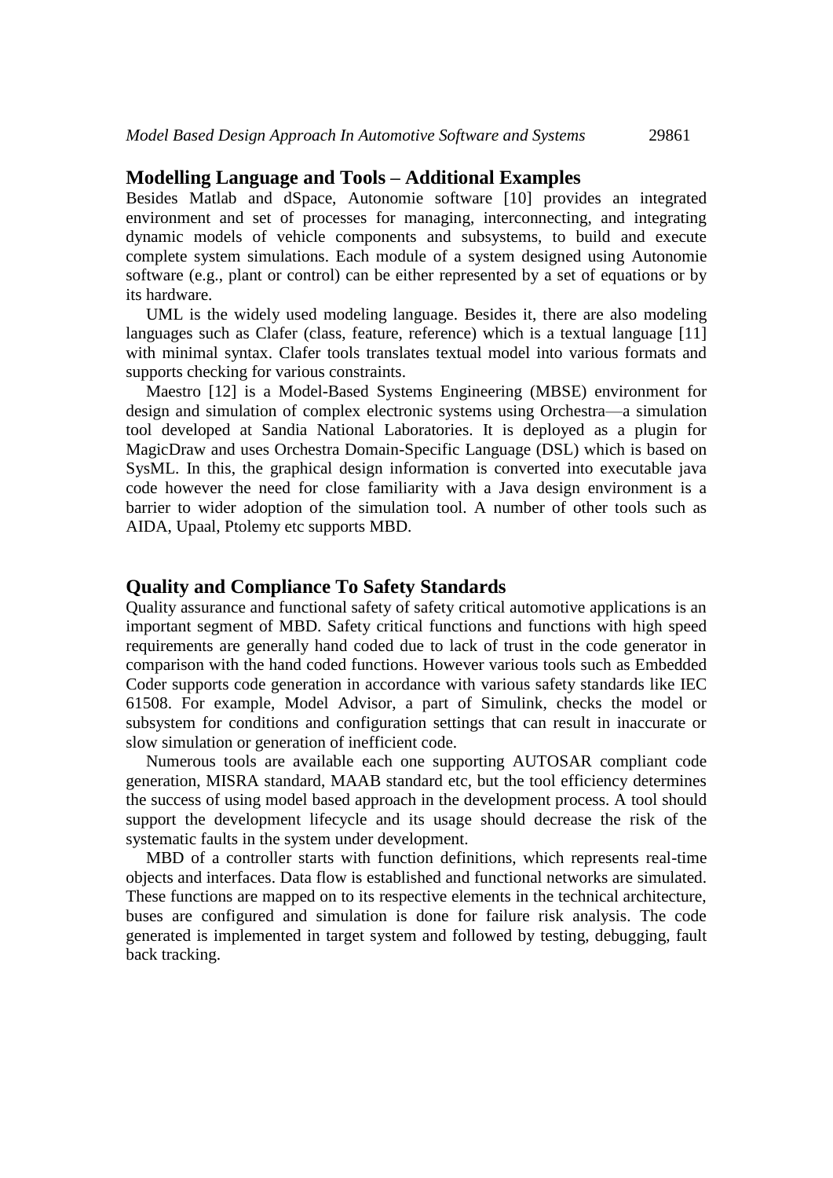## Modelling Language and Tools – Additional Examples

Besides Matlab and dSpace, Autonomie software [10] provides an integrated environment and set of processes for managing, interconnecting, and integrating dynamic models of vehicle components and subsystems, to build and execute complete system simulations. Each module of a system designed using Autonomie software (e.g., plant or control) can be either represented by a set of equations or by its hardware.

UML is the widely used modeling language. Besides it, there are also modeling languages such as Clafer (class, feature, reference) which is a textual language [11] with minimal syntax. Clafer tools translates textual model into various formats and supports checking for various constraints.

Maestro [12] is a Model-Based Systems Engineering (MBSE) environment for design and simulation of complex electronic systems using Orchestra—a simulation tool developed at Sandia National Laboratories. It is deployed as a plugin for MagicDraw and uses Orchestra Domain-Specific Language (DSL) which is based on SysML. In this, the graphical design information is converted into executable java code however the need for close familiarity with a Java design environment is a barrier to wider adoption of the simulation tool. A number of other tools such as AIDA, Upaal, Ptolemy etc supports MBD.

## Quality and Compliance To Safety Standards

Quality assurance and functional safety of safety critical automotive applications is an important segment of MBD. Safety critical functions and functions with high speed requirements are generally hand coded due to lack of trust in the code generator in comparison with the hand coded functions. However various tools such as Embedded Coder supports code generation in accordance with various safety standards like IEC 61508. For example, Model Advisor, a part of Simulink, checks the model or subsystem for conditions and configuration settings that can result in inaccurate or slow simulation or generation of inefficient code.

Numerous tools are available each one supporting AUTOSAR compliant code generation, MISRA standard, MAAB standard etc, but the tool efficiency determines the success of using model based approach in the development process. A tool should support the development lifecycle and its usage should decrease the risk of the systematic faults in the system under development.

MBD of a controller starts with function definitions, which represents real-time objects and interfaces. Data flow is established and functional networks are simulated. These functions are mapped on to its respective elements in the technical architecture, buses are configured and simulation is done for failure risk analysis. The code generated is implemented in target system and followed by testing, debugging, fault back tracking.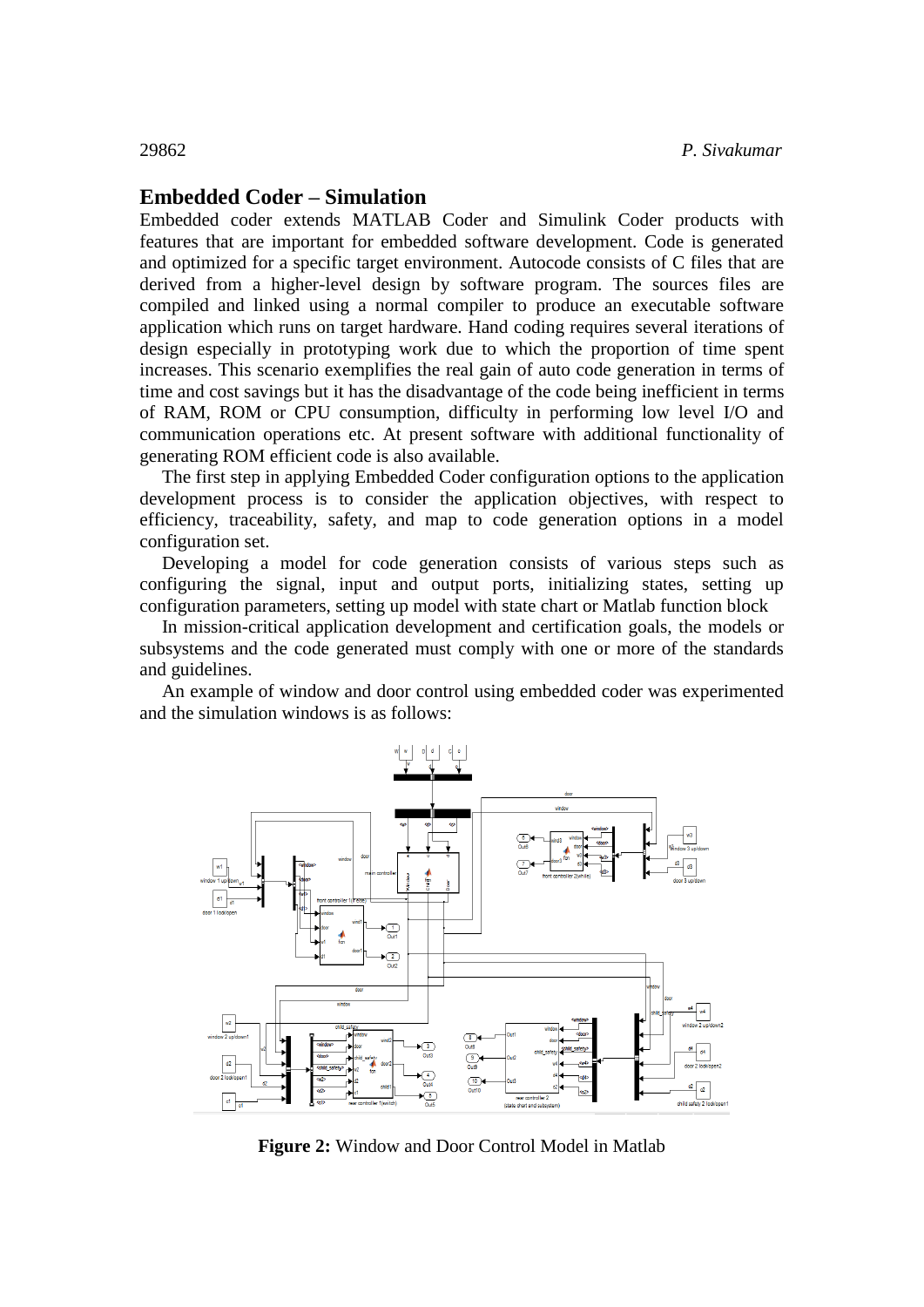## Embedded Coder – Simulation

Embedded coder extends MATLAB Coder and Simulink Coder products with features that are important for embedded software development. Code is generated and optimized for a specific target environment. Autocode consists of C files that are derived from a higher-level design by software program. The sources files are compiled and linked using a normal compiler to produce an executable software application which runs on target hardware. Hand coding requires several iterations of design especially in prototyping work due to which the proportion of time spent increases. This scenario exemplifies the real gain of auto code generation in terms of time and cost savings but it has the disadvantage of the code being inefficient in terms of RAM, ROM or CPU consumption, difficulty in performing low level I/O and communication operations etc. At present software with additional functionality of generating ROM efficient code is also available.

The first step in applying Embedded Coder configuration options to the application development process is to consider the application objectives, with respect to efficiency, traceability, safety, and map to code generation options in a model configuration set.

Developing a model for code generation consists of various steps such as configuring the signal, input and output ports, initializing states, setting up configuration parameters, setting up model with state chart or Matlab function block

In mission-critical application development and certification goals, the models or subsystems and the code generated must comply with one or more of the standards and guidelines.

An example of window and door control using embedded coder was experimented and the simulation windows is as follows:

**Figure 2:** Window and Door Control Model in Matlab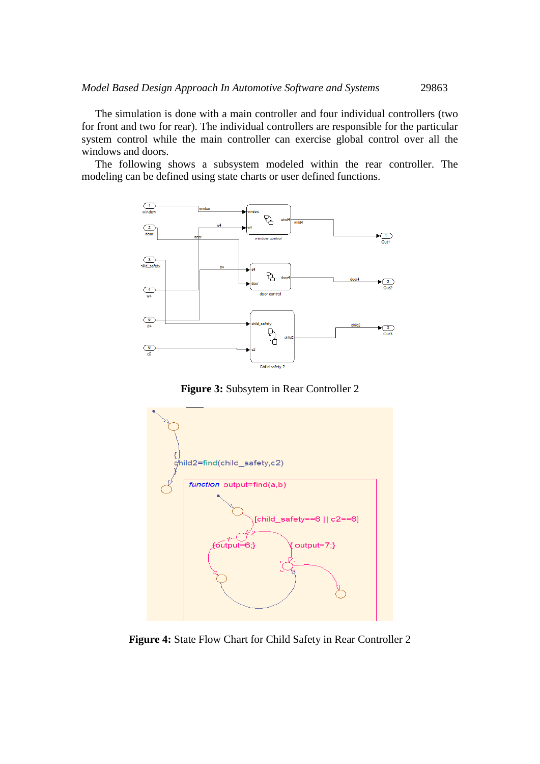The simulation is done with a main controller and four individual controllers (two for front and two for rear). The individual controllers are responsible for the particular system control while the main controller can exercise global control over all the windows and doors.

The following shows a subsystem modeled within the rear controller. The modeling can be defined using state charts or user defined functions.

**Figure 3:** Subsytem in Rear Controller 2

**Figure 4:** State Flow Chart for Child Safety in Rear Controller 2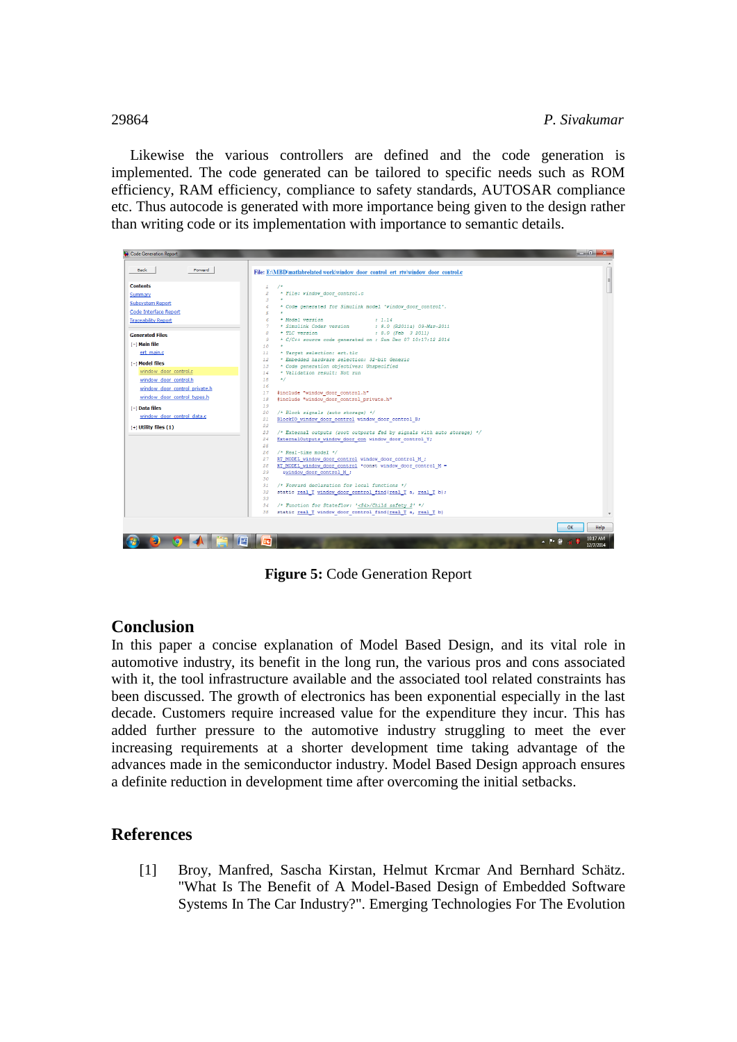Likewise the various controllers are defined and the code generation is implemented. The code generated can be tailored to specific needs such as ROM efficiency, RAM efficiency, compliance to safety standards, AUTOSAR compliance etc. Thus autocode is generated with more importance being given to the design rather than writing code or its implementation with importance to semantic details.

**Figure 5:** Code Generation Report

## Conclusion

In this paper a concise explanation of Model Based Design, and its vital role in automotive industry, its benefit in the long run, the various pros and cons associated with it, the tool infrastructure available and the associated tool related constraints has been discussed. The growth of electronics has been exponential especially in the last decade. Customers require increased value for the expenditure they incur. This has added further pressure to the automotive industry struggling to meet the ever increasing requirements at a shorter development time taking advantage of the advances made in the semiconductor industry. Model Based Design approach ensures a definite reduction in development time after overcoming the initial setbacks.

## References

[1] Broy, Manfred, Sascha Kirstan, Helmut Krcmar And Bernhard Schätz. "What Is The Benefit of A Model-Based Design of Embedded Software Systems In The Car Industry?". Emerging Technologies For The Evolution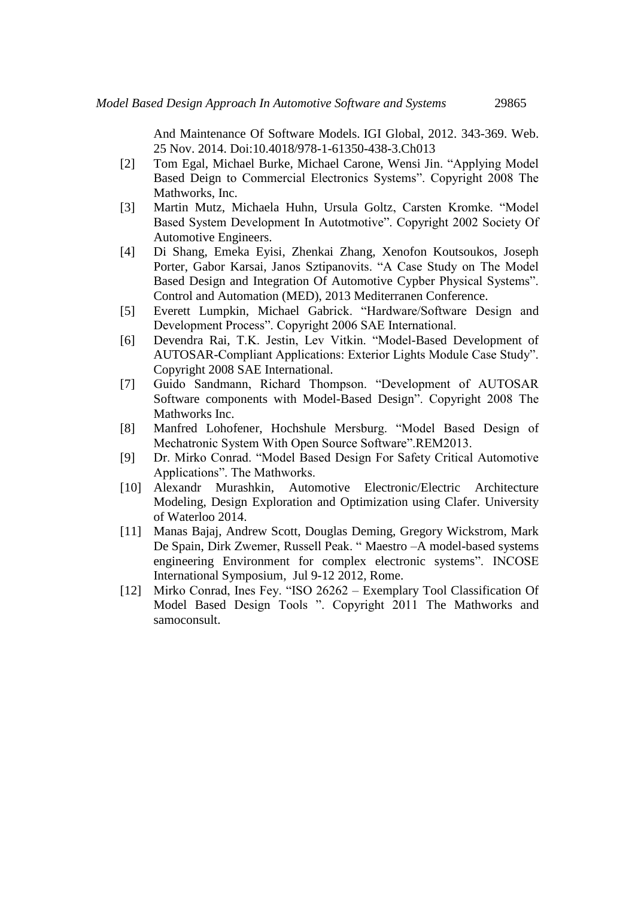And Maintenance Of Software Models. IGI Global, 2012. 343-369. Web. 25 Nov. 2014. Doi:10.4018/978-1-61350-438-3.Ch013

[2] Tom Egal, Michael Burke, Michael Carone, Wensi Jin. "Applying Model Based Deign to Commercial Electronics Systems". Copyright 2008 The Mathworks, Inc.

[3] Martin Mutz, Michaela Huhn, Ursula Goltz, Carsten Kromke. "Model Based System Development In Autotmotive". Copyright 2002 Society Of Automotive Engineers.

[4] Di Shang, Emeka Eyisi, Zhenkai Zhang, Xenofon Koutsoukos, Joseph Porter, Gabor Karsai, Janos Sztipanovits. "A Case Study on The Model Based Design and Integration Of Automotive Cypber Physical Systems". Control and Automation (MED), 2013 Mediterranen Conference.

[5] Everett Lumpkin, Michael Gabrick. "Hardware/Software Design and Development Process". Copyright 2006 SAE International.

[6] Devendra Rai, T.K. Jestin, Lev Vitkin. "Model-Based Development of AUTOSAR-Compliant Applications: Exterior Lights Module Case Study". Copyright 2008 SAE International.

[7] Guido Sandmann, Richard Thompson. "Development of AUTOSAR Software components with Model-Based Design". Copyright 2008 The Mathworks Inc.

[8] Manfred Lohofener, Hochshule Mersburg. "Model Based Design of Mechatronic System With Open Source Software".REM2013.

[9] Dr. Mirko Conrad. "Model Based Design For Safety Critical Automotive Applications". The Mathworks.

[10] Alexandr Murashkin, Automotive Electronic/Electric Architecture Modeling, Design Exploration and Optimization using Clafer. University of Waterloo 2014.

[11] Manas Bajaj, Andrew Scott, Douglas Deming, Gregory Wickstrom, Mark De Spain, Dirk Zwemer, Russell Peak. " Maestro –A model-based systems engineering Environment for complex electronic systems". INCOSE International Symposium, Jul 9-12 2012, Rome.

[12] Mirko Conrad, Ines Fey. "ISO 26262 – Exemplary Tool Classification Of Model Based Design Tools ". Copyright 2011 The Mathworks and samoconsult.